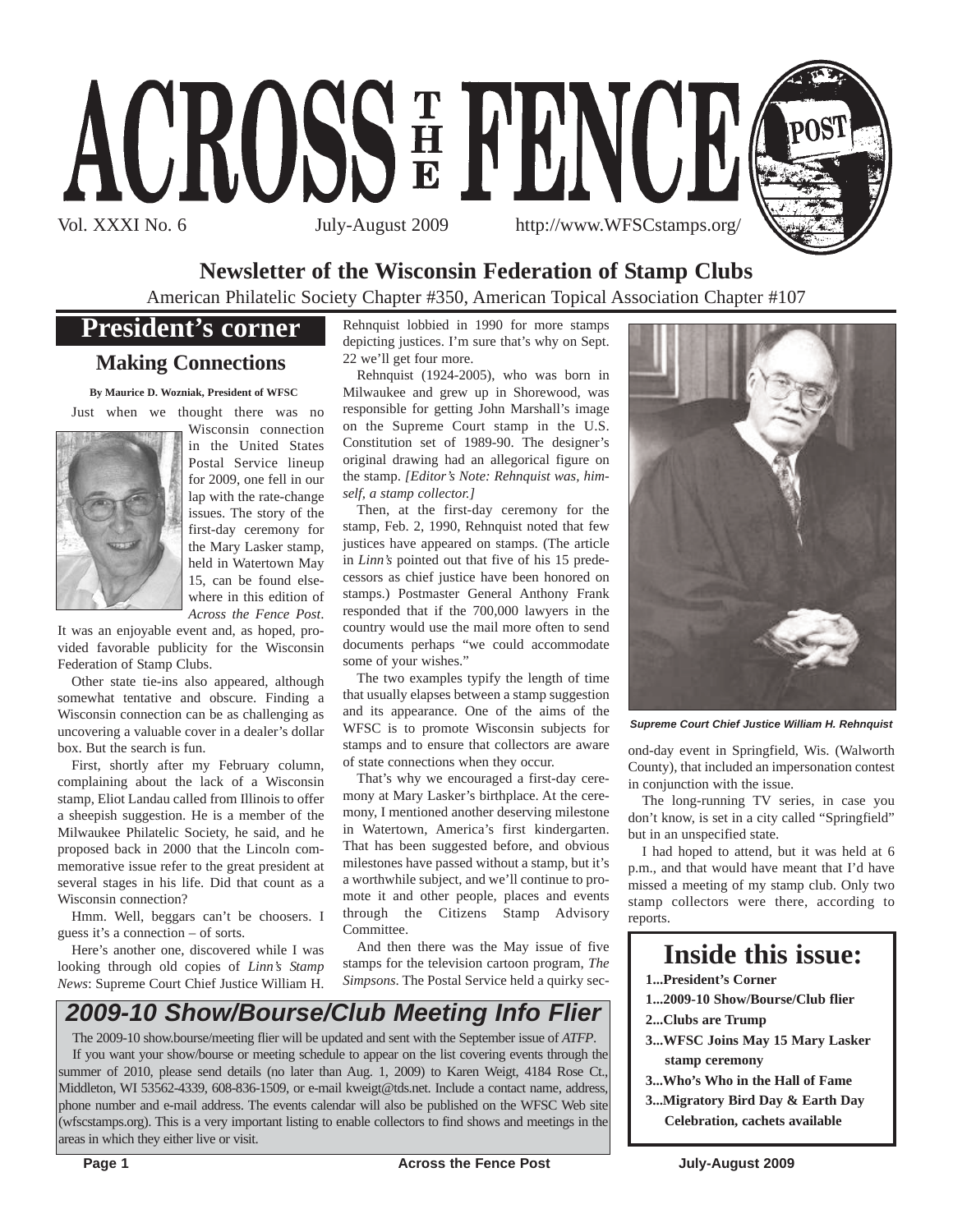# ACROSS THE FENCE POST

Vol. XXXI No. 6 July-August 2009 http://www.WFSCstamps.org/

## Newsletter of the Wisconsin Federation of Stamp Clubs

American Philatelic Society Chapter #350, American Topical Association Chapter #107

## President's corner

### Making Connections

**By Maurice D. Wozniak, President of WFSC**

Just when we thought there was no Wisconsin connection in the United States Postal Service lineup for 2009, one fell in our lap with the rate-change issues. The story of the first-day ceremony for the Mary Lasker stamp, held in Watertown May 15, can be found elsewhere in this edition of *Across the Fence Post*. It was an enjoyable event and, as hoped, provided favorable publicity for the Wisconsin Federation of Stamp Clubs.

Other state tie-ins also appeared, although somewhat tentative and obscure. Finding a Wisconsin connection can be as challenging as uncovering a valuable cover in a dealer's dollar box. But the search is fun.

First, shortly after my February column, complaining about the lack of a Wisconsin stamp, Eliot Landau called from Illinois to offer a sheepish suggestion. He is a member of the Milwaukee Philatelic Society, he said, and he proposed back in 2000 that the Lincoln commemorative issue refer to the great president at several stages in his life. Did that count as a Wisconsin connection?

Hmm. Well, beggars can't be choosers. I guess it's a connection – of sorts.

Here's another one, discovered while I was looking through old copies of *Linn's Stamp News*: Supreme Court Chief Justice William H. Rehnquist lobbied in 1990 for more stamps depicting justices. I'm sure that's why on Sept. 22 we'll get four more.

Rehnquist (1924-2005), who was born in Milwaukee and grew up in Shorewood, was responsible for getting John Marshall's image on the Supreme Court stamp in the U.S. Constitution set of 1989-90. The designer's original drawing had an allegorical figure on the stamp. *[Editor's Note: Rehnquist was, himself, a stamp collector.]*

Then, at the first-day ceremony for the stamp, Feb. 2, 1990, Rehnquist noted that few justices have appeared on stamps. (The article in *Linn's* pointed out that five of his 15 predecessors as chief justice have been honored on stamps.) Postmaster General Anthony Frank responded that if the 700,000 lawyers in the country would use the mail more often to send documents perhaps "we could accommodate some of your wishes."

The two examples typify the length of time that usually elapses between a stamp suggestion and its appearance. One of the aims of the WFSC is to promote Wisconsin subjects for stamps and to ensure that collectors are aware of state connections when they occur.

That's why we encouraged a first-day ceremony at Mary Lasker's birthplace. At the ceremony, I mentioned another deserving milestone in Watertown, America's first kindergarten. That has been suggested before, and obvious milestones have passed without a stamp, but it's a worthwhile subject, and we'll continue to promote it and other people, places and events through the Citizens Stamp Advisory Committee.

And then there was the May issue of five stamps for the television cartoon program, *The Simpsons*. The Postal Service held a quirky second-day event in Springfield, Wis. (Walworth County), that included an impersonation contest in conjunction with the issue.

*Supreme Court Chief Justice William H. Rehnquist*

The long-running TV series, in case you don't know, is set in a city called "Springfield" but in an unspecified state.

I had hoped to attend, but it was held at 6 p.m., and that would have meant that I'd have missed a meeting of my stamp club. Only two stamp collectors were there, according to reports.

## 2009-10 Show/Bourse/Club Meeting Info Flier

The 2009-10 show.bourse/meeting flier will be updated and sent with the September issue of *ATFP*.

If you want your show/bourse or meeting schedule to appear on the list covering events through the summer of 2010, please send details (no later than Aug. 1, 2009) to Karen Weigt, 4184 Rose Ct., Middleton, WI 53562-4339, 608-836-1509, or e-mail kweigt@tds.net. Include a contact name, address, phone number and e-mail address. The events calendar will also be published on the WFSC Web site (wfscstamps.org). This is a very important listing to enable collectors to find shows and meetings in the areas in which they either live or visit.

## Inside this issue:

- **1...President's Corner**
- **1...2009-10 Show/Bourse/Club flier**
- **2...Clubs are Trump**
- **3...WFSC Joins May 15 Mary Lasker stamp ceremony**
- **3...Who's Who in the Hall of Fame**
- **3...Migratory Bird Day & Earth Day Celebration, cachets available**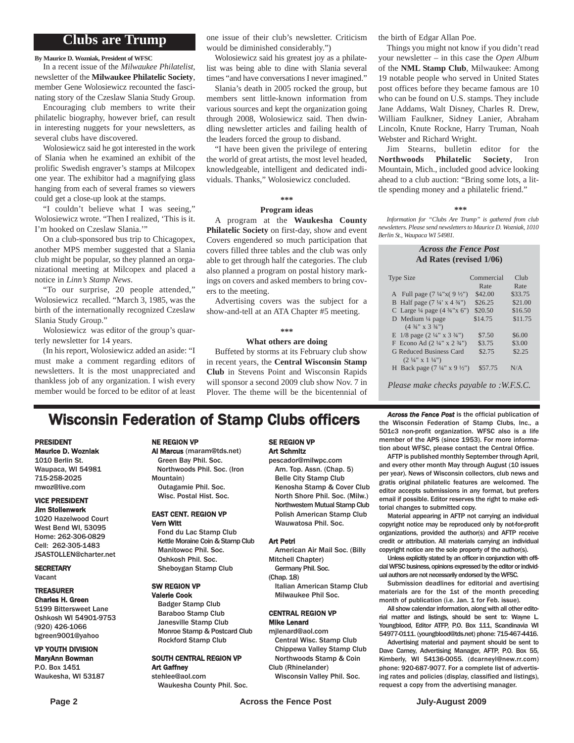# Clubs are Trump

**By Maurice D. Wozniak, President of WFSC**

In a recent issue of the *Milwaukee Philatelist*, newsletter of the **Milwaukee Philatelic Society**, member Gene Wolosiewicz recounted the fascinating story of the Czeslaw Slania Study Group.

Encouraging club members to write their philatelic biography, however brief, can result in interesting nuggets for your newsletters, as several clubs have discovered.

Wolosiewicz said he got interested in the work of Slania when he examined an exhibit of the prolific Swedish engraver's stamps at Milcopex one year. The exhibitor had a magnifying glass hanging from each of several frames so viewers could get a close-up look at the stamps.

"I couldn't believe what I was seeing," Wolosiewicz wrote. "Then I realized, 'This is it. I'm hooked on Czeslaw Slania.'"

On a club-sponsored bus trip to Chicagopex, another MPS member suggested that a Slania club might be popular, so they planned an organizational meeting at Milcopex and placed a notice in *Linn's Stamp News*.

"To our surprise, 20 people attended," Wolosiewicz recalled. "March 3, 1985, was the birth of the internationally recognized Czeslaw Slania Study Group."

Wolosiewicz was editor of the group's quarterly newsletter for 14 years.

(In his report, Wolosiewicz added an aside: "I must make a comment regarding editors of newsletters. It is the most unappreciated and thankless job of any organization. I wish every member would be forced to be editor of at least one issue of their club's newsletter. Criticism would be diminished considerably.")

Wolosiewicz said his greatest joy as a philatelist was being able to dine with Slania several times "and have conversations I never imagined."

Slania's death in 2005 rocked the group, but members sent little-known information from various sources and kept the organization going through 2008, Wolosiewicz said. Then dwindling newsletter articles and failing health of the leaders forced the group to disband.

"I have been given the privilege of entering the world of great artists, the most level headed, knowledgeable, intelligent and dedicated individuals. Thanks," Wolosiewicz concluded.

\*\*\*

### Program ideas

A program at the **Waukesha County Philatelic Society** on first-day, show and event Covers engendered so much participation that covers filled three tables and the club was only able to get through half the categories. The club also planned a program on postal history markings on covers and asked members to bring covers to the meeting.

Advertising covers was the subject for a show-and-tell at an ATA Chapter #5 meeting.

\*\*\*

### What others are doing

Buffeted by storms at its February club show in recent years, the **Central Wisconsin Stamp Club** in Stevens Point and Wisconsin Rapids will sponsor a second 2009 club show Nov. 7 in Plover. The theme will be the bicentennial of the birth of Edgar Allan Poe.

Things you might not know if you didn't read your newsletter – in this case the *Open Album* of the **NML Stamp Club**, Milwaukee: Among 19 notable people who served in United States post offices before they became famous are 10 who can be found on U.S. stamps. They include Jane Addams, Walt Disney, Charles R. Drew, William Faulkner, Sidney Lanier, Abraham Lincoln, Knute Rockne, Harry Truman, Noah Webster and Richard Wright.

Jim Stearns, bulletin editor for the **Northwoods Philatelic Society**, Iron Mountain, Mich., included good advice looking ahead to a club auction: "Bring some lots, a little spending money and a philatelic friend."

\*\*\*

*Information for "Clubs Are Trump" is gathered from club newsletters. Please send newsletters to Maurice D. Wozniak, 1010 Berlin St., Waupaca WI 54981.*

### *Across the Fence Post* Ad Rates (revised 1/06)

| Type Size | Commercial Rate | Club Rate |
|---|---|---|
| A Full page (7 ¼"x( 9 ½") | $42.00 | $33.75 |
| B Half page (7 ¼' x 4 ¾") | $26.25 | $21.00 |
| C Large ¼ page (4 ¾"x 6") | $20.50 | $16.50 |
| D Medium ¼ page (4 ¾" x 3 ¾") | $14.75 | $11.75 |
| E 1/8 page (2 ¼" x 3 ¾") | $7.50 | $6.00 |
| F Econo Ad (2 ¼" x 2 ¾") | $3.75 | $3.00 |
| G Reduced Business Card (2 ¼" x 1 ¼") | $2.75 | $2.25 |
| H Back page (7 ¼" x 9 ½") | $57.75 | N/A |

*Please make checks payable to :W.F.S.C.*

# Wisconsin Federation of Stamp Clubs officers

**PRESIDENT**
**Maurice D. Wozniak**
1010 Berlin St.
Waupaca, WI 54981
715-258-2025
mwoz@live.com

**VICE PRESIDENT**
**Jim Stollenwerk**
1020 Hazelwood Court
West Bend WI, 53095
Home: 262-306-0829
Cell: 262-305-1483
JSASTOLLEN@charter.net

**SECRETARY**
Vacant

**TREASURER**
**Charles H. Green**
5199 Bittersweet Lane
Oshkosh WI 54901-9753
(920) 426-1066
bgreen9001@yahoo

**VP YOUTH DIVISION**
**MaryAnn Bowman**
P.O. Box 1451
Waukesha, WI 53187

**NE REGION VP**
**Al Marcus** (maram@tds.net)
Green Bay Phil. Soc.
Northwoods Phil. Soc. (Iron Mountain)
Outagamie Phil. Soc.
Wisc. Postal Hist. Soc.

**EAST CENT. REGION VP**
**Vern Witt**
Fond du Lac Stamp Club
Kettle Moraine Coin & Stamp Club
Manitowoc Phil. Soc.
Oshkosh Phil. Soc.
Sheboygan Stamp Club

**SW REGION VP**
**Valerie Cook**
Badger Stamp Club
Baraboo Stamp Club
Janesville Stamp Club
Monroe Stamp & Postcard Club
Rockford Stamp Club

**SOUTH CENTRAL REGION VP**
**Art Gaffney**
stehlee@aol.com
Waukesha County Phil. Soc.

**SE REGION VP**
**Art Schmitz**
pescador@milwpc.com
Am. Top. Assn. (Chap. 5)
Belle City Stamp Club
Kenosha Stamp & Cover Club
North Shore Phil. Soc. (Milw.)
Northwestern Mutual Stamp Club
Polish American Stamp Club
Wauwatosa Phil. Soc.

**Art Petri**
American Air Mail Soc. (Billy Mitchell Chapter)
Germany Phil. Soc. (Chap. 18)
Italian American Stamp Club
Milwaukee Phil Soc.

**CENTRAL REGION VP**
**Mike Lenard**
mjlenard@aol.com
Central Wisc. Stamp Club
Chippewa Valley Stamp Club
Northwoods Stamp & Coin Club (Rhinelander)
Wisconsin Valley Phil. Soc.

***Across the Fence Post*** is the official publication of the Wisconsin Federation of Stamp Clubs, Inc., a 501c3 non-profit organization. WFSC also is a life member of the APS (since 1953). For more information about WFSC, please contact the Central Office.

AFTP is published monthly September through April, and every other month May through August (10 issues per year). News of Wisconsin collectors, club news and gratis original philatelic features are welcomed. The editor accepts submissions in any format, but prefers email if possible. Editor reserves the right to make editorial changes to submitted copy.

Material appearing in AFTP not carrying an individual copyright notice may be reproduced only by not-for-profit organizations, provided the author(s) and AFTP receive credit or attribution. All materials carrying an individual copyright notice are the sole property of the author(s).

Unless explicitly stated by an officer in conjunction with official WFSC business, opinions expressed by the editor or individual authors are not necessarily endorsed by the WFSC.

Submission deadlines for editorial and avertising materials are for the 1st of the month preceding month of publication (i.e. Jan. 1 for Feb. issue).

All show calendar information, along with all other editorial matter and listings, should be sent to: Wayne L. Youngblood, Editor ATFP, P.O. Box 111, Scandinavia WI 54977-0111. (youngblood@tds.net) phone: 715-467-4416.

Advertising material and payment should be sent to Dave Carney, Advertising Manager, AFTP, P.O. Box 55, Kimberly, WI 54136-0055. (dcarneyl@new.rr.com) phone: 920-687-9077. For a complete list of advertising rates and policies (display, classified and listings), request a copy from the advertising manager.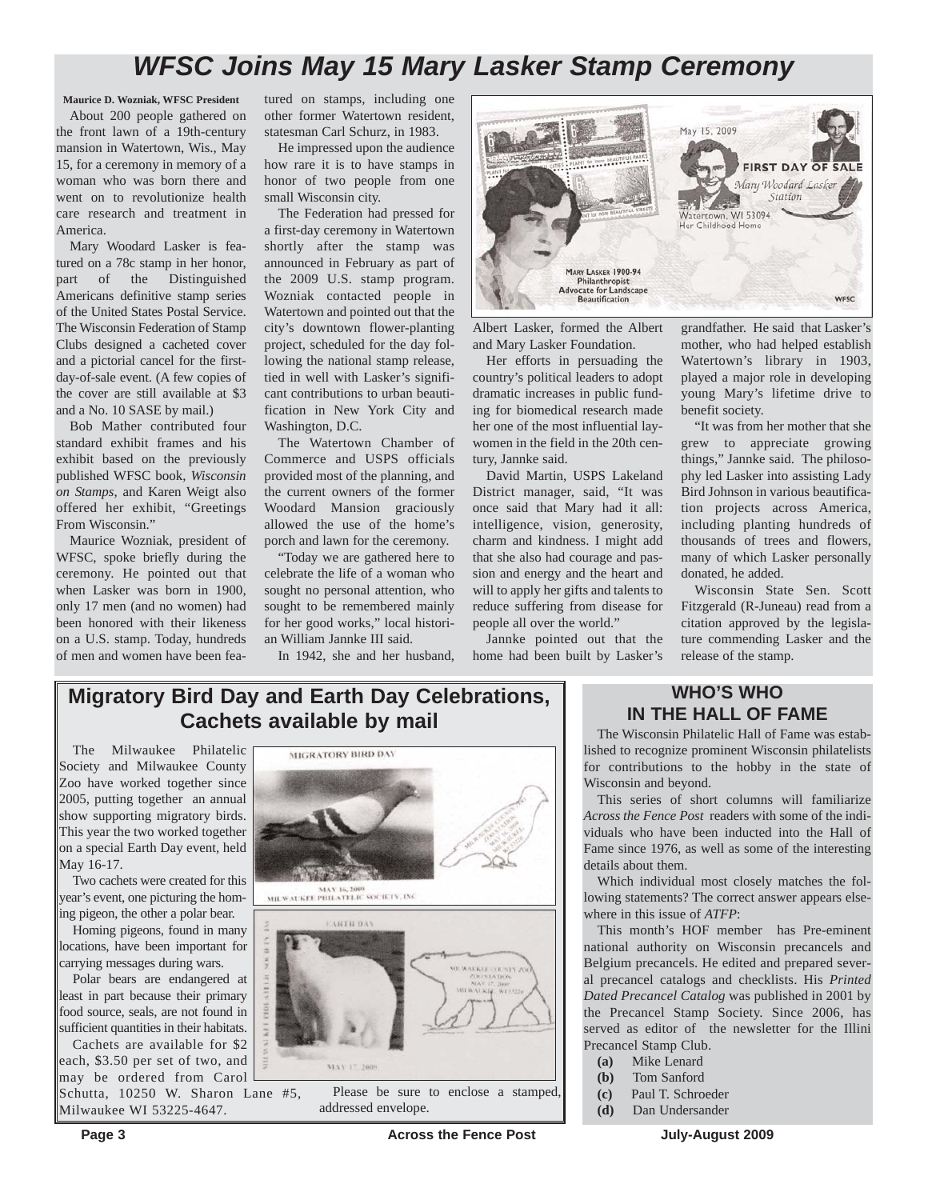# WFSC Joins May 15 Mary Lasker Stamp Ceremony

**Maurice D. Wozniak, WFSC President**

About 200 people gathered on the front lawn of a 19th-century mansion in Watertown, Wis., May 15, for a ceremony in memory of a woman who was born there and went on to revolutionize health care research and treatment in America.

Mary Woodard Lasker is featured on a 78c stamp in her honor, part of the Distinguished Americans definitive stamp series of the United States Postal Service. The Wisconsin Federation of Stamp Clubs designed a cacheted cover and a pictorial cancel for the first-day-of-sale event. (A few copies of the cover are still available at $3 and a No. 10 SASE by mail.)

Bob Mather contributed four standard exhibit frames and his exhibit based on the previously published WFSC book, *Wisconsin on Stamps*, and Karen Weigt also offered her exhibit, "Greetings From Wisconsin."

Maurice Wozniak, president of WFSC, spoke briefly during the ceremony. He pointed out that when Lasker was born in 1900, only 17 men (and no women) had been honored with their likeness on a U.S. stamp. Today, hundreds of men and women have been featured on stamps, including one other former Watertown resident, statesman Carl Schurz, in 1983.

He impressed upon the audience how rare it is to have stamps in honor of two people from one small Wisconsin city.

The Federation had pressed for a first-day ceremony in Watertown shortly after the stamp was announced in February as part of the 2009 U.S. stamp program. Wozniak contacted people in Watertown and pointed out that the city's downtown flower-planting project, scheduled for the day following the national stamp release, tied in well with Lasker's significant contributions to urban beautification in New York City and Washington, D.C.

The Watertown Chamber of Commerce and USPS officials provided most of the planning, and the current owners of the former Woodard Mansion graciously allowed the use of the home's porch and lawn for the ceremony.

"Today we are gathered here to celebrate the life of a woman who sought no personal attention, who sought to be remembered mainly for her good works," local historian William Jannke III said.

In 1942, she and her husband, Albert Lasker, formed the Albert and Mary Lasker Foundation.

Her efforts in persuading the country's political leaders to adopt dramatic increases in public funding for biomedical research made her one of the most influential laywomen in the field in the 20th century, Jannke said.

David Martin, USPS Lakeland District manager, said, "It was once said that Mary had it all: intelligence, vision, generosity, charm and kindness. I might add that she also had courage and passion and energy and the heart and will to apply her gifts and talents to reduce suffering from disease for people all over the world."

Jannke pointed out that the home had been built by Lasker's grandfather. He said that Lasker's mother, who had helped establish Watertown's library in 1903, played a major role in developing young Mary's lifetime drive to benefit society.

"It was from her mother that she grew to appreciate growing things," Jannke said. The philosophy led Lasker into assisting Lady Bird Johnson in various beautification projects across America, including planting hundreds of thousands of trees and flowers, many of which Lasker personally donated, he added.

Wisconsin State Sen. Scott Fitzgerald (R-Juneau) read from a citation approved by the legislature commending Lasker and the release of the stamp.

## Migratory Bird Day and Earth Day Celebrations, Cachets available by mail

The Milwaukee Philatelic Society and Milwaukee County Zoo have worked together since 2005, putting together an annual show supporting migratory birds. This year the two worked together on a special Earth Day event, held May 16-17.

Two cachets were created for this year's event, one picturing the homing pigeon, the other a polar bear.

Homing pigeons, found in many locations, have been important for carrying messages during wars.

Polar bears are endangered at least in part because their primary food source, seals, are not found in sufficient quantities in their habitats.

Cachets are available for $2 each, $3.50 per set of two, and may be ordered from Carol Schutta, 10250 W. Sharon Lane #5, Milwaukee WI 53225-4647.

Please be sure to enclose a stamped, addressed envelope.

## WHO'S WHO IN THE HALL OF FAME

The Wisconsin Philatelic Hall of Fame was established to recognize prominent Wisconsin philatelists for contributions to the hobby in the state of Wisconsin and beyond.

This series of short columns will familiarize *Across the Fence Post* readers with some of the individuals who have been inducted into the Hall of Fame since 1976, as well as some of the interesting details about them.

Which individual most closely matches the following statements? The correct answer appears elsewhere in this issue of *ATFP*:

This month's HOF member has Pre-eminent national authority on Wisconsin precancels and Belgium precancels. He edited and prepared several precancel catalogs and checklists. His *Printed Dated Precancel Catalog* was published in 2001 by the Precancel Stamp Society. Since 2006, has served as editor of the newsletter for the Illini Precancel Stamp Club.

- **(a)** Mike Lenard
- **(b)** Tom Sanford
- **(c)** Paul T. Schroeder
- **(d)** Dan Undersander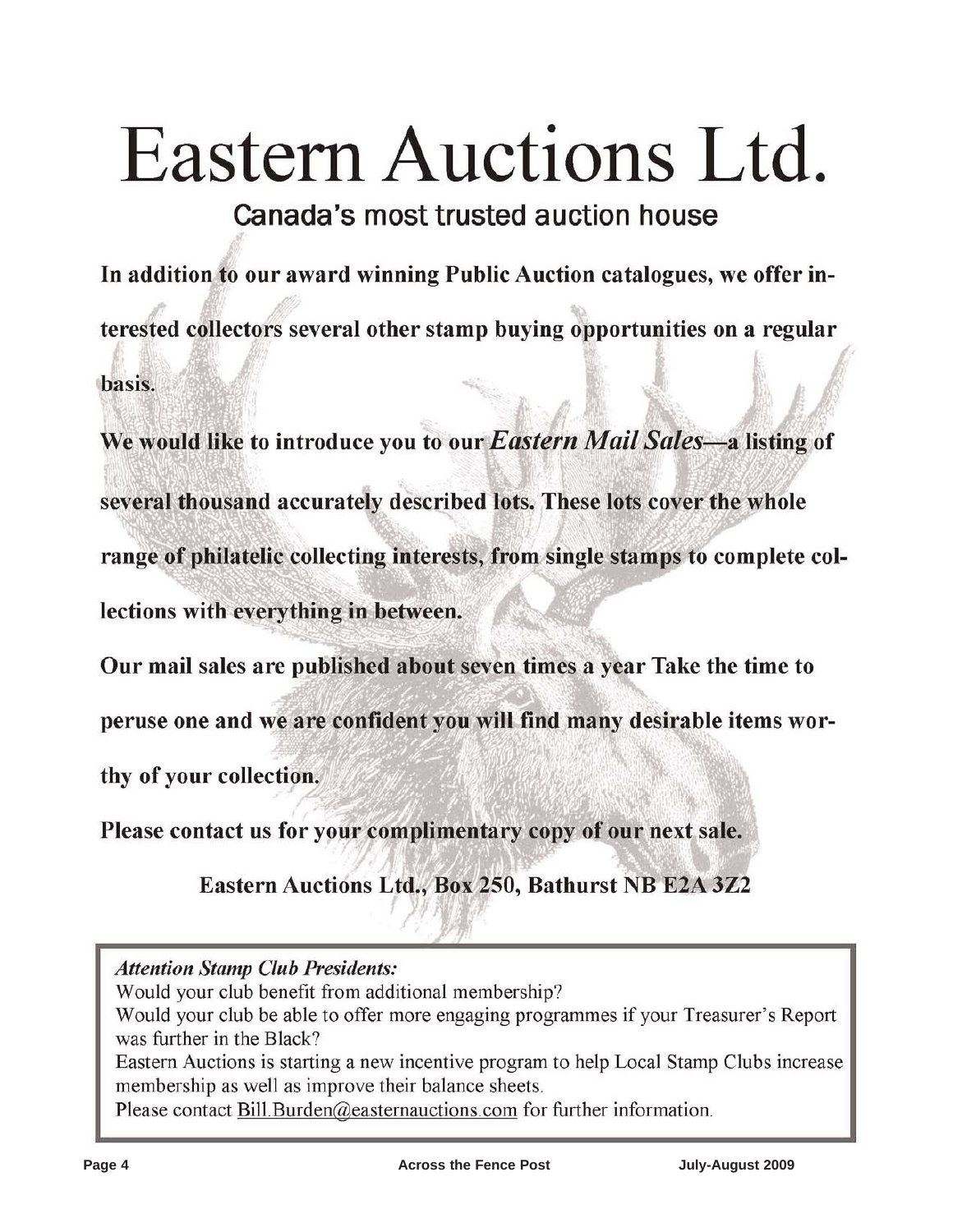# Eastern Auctions Ltd.

## Canada's most trusted auction house

**In addition to our award winning Public Auction catalogues, we offer interested collectors several other stamp buying opportunities on a regular basis.**

**We would like to introduce you to our *Eastern Mail Sales*—a listing of several thousand accurately described lots. These lots cover the whole range of philatelic collecting interests, from single stamps to complete collections with everything in between.**

**Our mail sales are published about seven times a year Take the time to peruse one and we are confident you will find many desirable items worthy of your collection.**

**Please contact us for your complimentary copy of our next sale.**

**Eastern Auctions Ltd., Box 250, Bathurst NB E2A 3Z2**

*Attention Stamp Club Presidents:*

Would your club benefit from additional membership?

Would your club be able to offer more engaging programmes if your Treasurer's Report was further in the Black?

Eastern Auctions is starting a new incentive program to help Local Stamp Clubs increase membership as well as improve their balance sheets.

Please contact Bill.Burden@easternauctions.com for further information.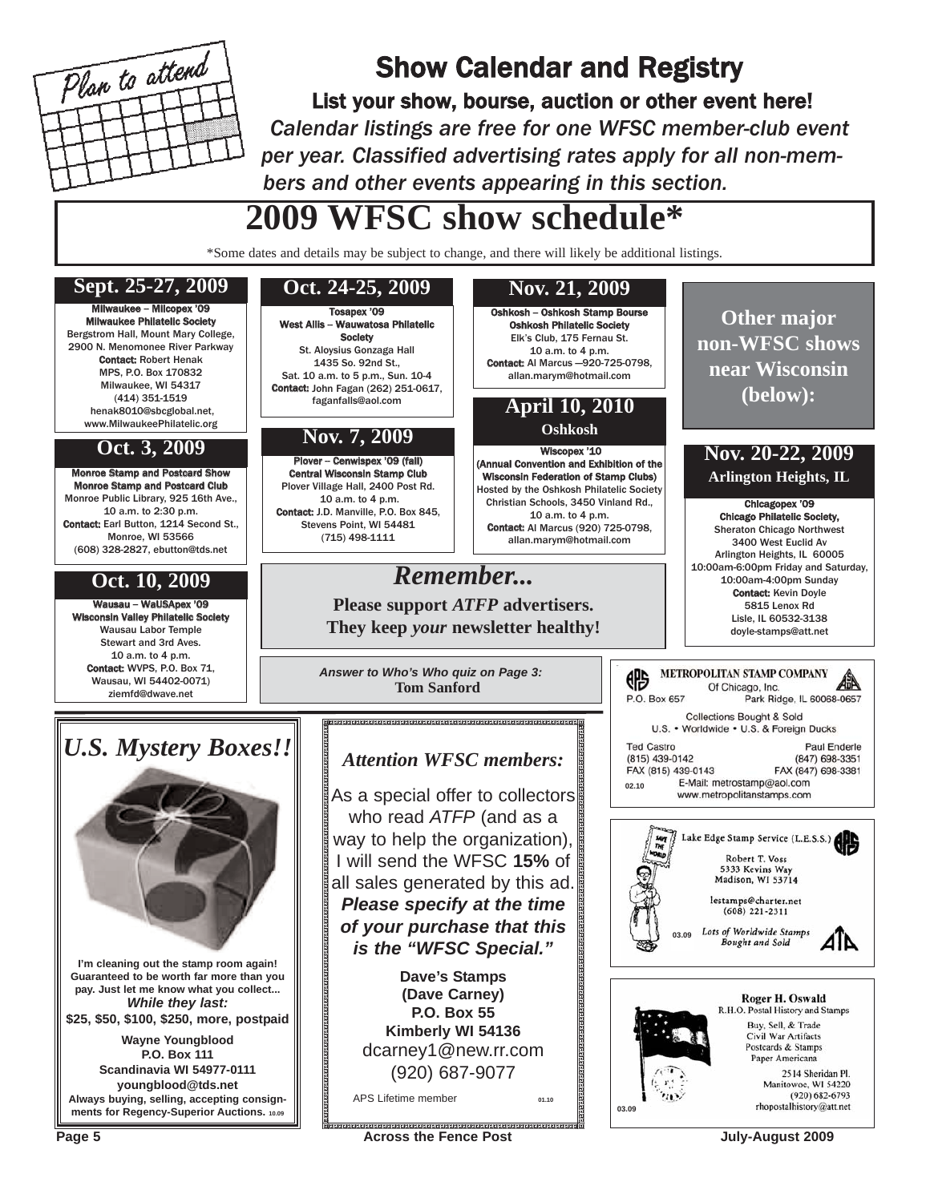Plan to attend

# Show Calendar and Registry

**List your show, bourse, auction or other event here!**

*Calendar listings are free for one WFSC member-club event per year. Classified advertising rates apply for all non-members and other events appearing in this section.*

## 2009 WFSC show schedule*

*Some dates and details may be subject to change, and there will likely be additional listings.

### Sept. 25-27, 2009

**Milwaukee – Milcopex '09**
**Milwaukee Philatelic Society**
Bergstrom Hall, Mount Mary College,
2900 N. Menomonee River Parkway
**Contact:** Robert Henak
MPS, P.O. Box 170832
Milwaukee, WI 54317
(414) 351-1519
henak8010@sbcglobal.net,
www.MilwaukeePhilatelic.org

### Oct. 3, 2009

**Monroe Stamp and Postcard Show**
**Monroe Stamp and Postcard Club**
Monroe Public Library, 925 16th Ave.,
10 a.m. to 2:30 p.m.
**Contact:** Earl Button, 1214 Second St.,
Monroe, WI 53566
(608) 328-2827, ebutton@tds.net

### Oct. 10, 2009

**Wausau – WaUSApex '09**
**Wisconsin Valley Philatelic Society**
Wausau Labor Temple
Stewart and 3rd Aves.
10 a.m. to 4 p.m.
**Contact:** WVPS, P.O. Box 71,
Wausau, WI 54402-0071)
ziemfd@dwave.net

### Oct. 24-25, 2009

**Tosapex '09**
**West Allis – Wauwatosa Philatelic Society**
St. Aloysius Gonzaga Hall
1435 So. 92nd St.,
Sat. 10 a.m. to 5 p.m., Sun. 10-4
**Contact:** John Fagan (262) 251-0617,
faganfalls@aol.com

### Nov. 7, 2009

**Plover – Cenwispex '09 (fall)**
**Central Wisconsin Stamp Club**
Plover Village Hall, 2400 Post Rd.
10 a.m. to 4 p.m.
**Contact:** J.D. Manville, P.O. Box 845,
Stevens Point, WI 54481
(715) 498-1111

### Nov. 21, 2009

**Oshkosh – Oshkosh Stamp Bourse**
**Oshkosh Philatelic Society**
Elk's Club, 175 Fernau St.
10 a.m. to 4 p.m.
**Contact:** Al Marcus —920-725-0798,
allan.marym@hotmail.com

### April 10, 2010
**Oshkosh**

**Wiscopex '10**
**(Annual Convention and Exhibition of the Wisconsin Federation of Stamp Clubs)**
Hosted by the Oshkosh Philatelic Society
Christian Schools, 3450 Vinland Rd.,
10 a.m. to 4 p.m.
**Contact:** Al Marcus (920) 725-0798,
allan.marym@hotmail.com

### Other major non-WFSC shows near Wisconsin (below):

### Nov. 20-22, 2009
**Arlington Heights, IL**

**Chicagopex '09**
**Chicago Philatelic Society,**
Sheraton Chicago Northwest
3400 West Euclid Av
Arlington Heights, IL 60005
10:00am-6:00pm Friday and Saturday,
10:00am-4:00pm Sunday
**Contact:** Kevin Doyle
5815 Lenox Rd
Lisle, IL 60532-3138
doyle-stamps@att.net

## *Remember...*

**Please support *ATFP* advertisers. They keep *your* newsletter healthy!**

***Answer to Who's Who quiz on Page 3:***
**Tom Sanford**

---

METROPOLITAN STAMP COMPANY
Of Chicago, Inc.
P.O. Box 657 Park Ridge, IL 60068-0657
Collections Bought & Sold
U.S. • Worldwide • U.S. & Foreign Ducks
Ted Castro (815) 439-0142 FAX (815) 439-0143
Paul Enderle (847) 698-3351 FAX (847) 698-3381
E-Mail: metrostamp@aol.com
www.metropolitanstamps.com
02.10

---

## *U.S. Mystery Boxes!!*

**I'm cleaning out the stamp room again! Guaranteed to be worth far more than you pay. Just let me know what you collect...**
***While they last:***
**$25, $50, $100, $250, more, postpaid**

**Wayne Youngblood**
**P.O. Box 111**
**Scandinavia WI 54977-0111**
**youngblood@tds.net**
**Always buying, selling, accepting consignments for Regency-Superior Auctions.** 10.09

---

## *Attention WFSC members:*

As a special offer to collectors who read *ATFP* (and as a way to help the organization), I will send the WFSC **15%** of all sales generated by this ad. ***Please specify at the time of your purchase that this is the "WFSC Special."***

**Dave's Stamps**
**(Dave Carney)**
**P.O. Box 55**
**Kimberly WI 54136**
dcarney1@new.rr.com
(920) 687-9077

APS Lifetime member 01.10

---

Lake Edge Stamp Service (L.E.S.S.)
Robert T. Voss
5333 Kevins Way
Madison, WI 53714
lestamps@charter.net
(608) 221-2311
*Lots of Worldwide Stamps Bought and Sold*
03.09

---

**Roger H. Oswald**
R.H.O. Postal History and Stamps
Buy, Sell, & Trade
Civil War Artifacts
Postcards & Stamps
Paper Americana
2514 Sheridan Pl.
Manitowoc, WI 54220
(920) 682-6793
rhopostalhistory@att.net
03.09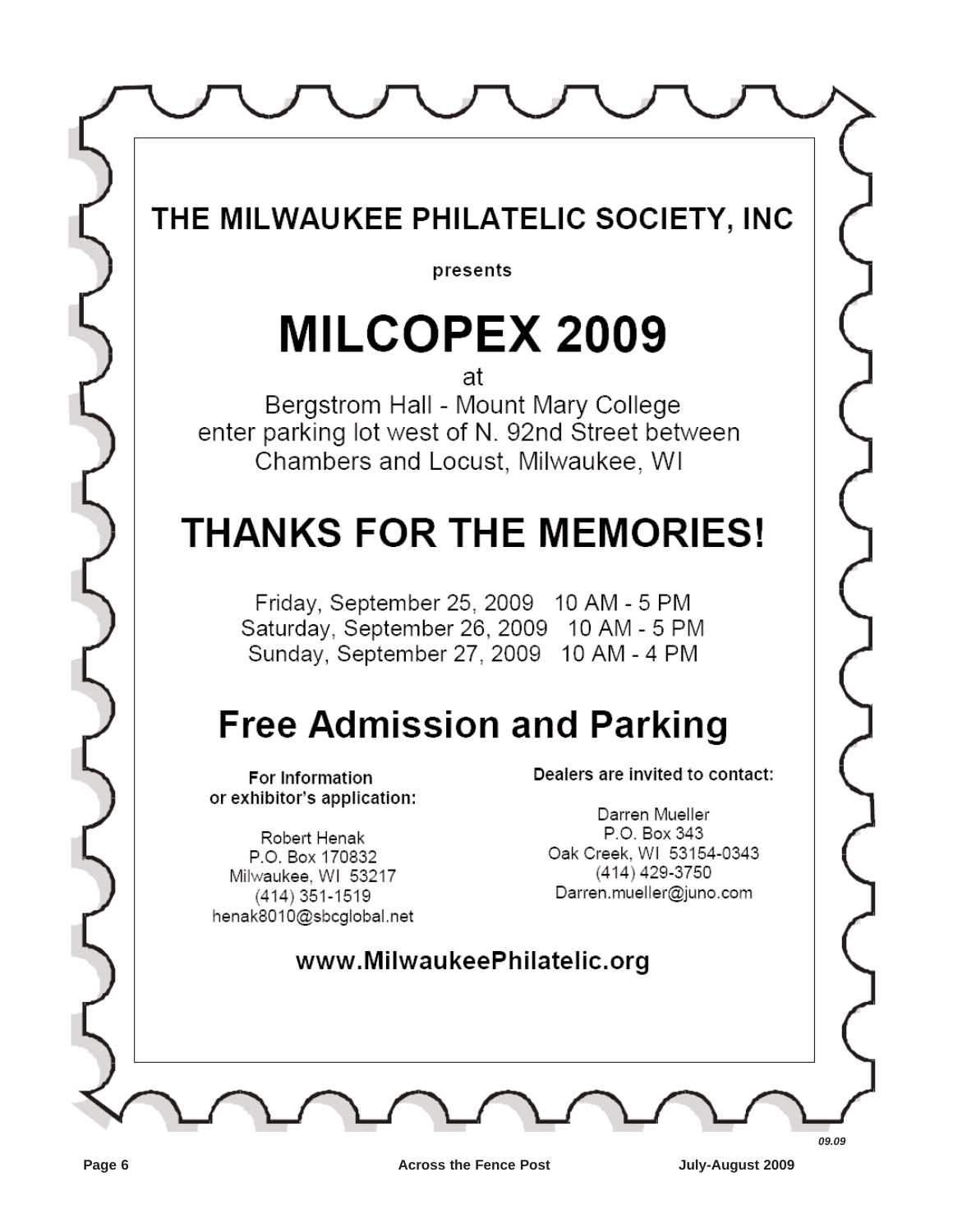# THE MILWAUKEE PHILATELIC SOCIETY, INC

**presents**

# MILCOPEX 2009

at

Bergstrom Hall - Mount Mary College
enter parking lot west of N. 92nd Street between
Chambers and Locust, Milwaukee, WI

# THANKS FOR THE MEMORIES!

Friday, September 25, 2009 10 AM - 5 PM
Saturday, September 26, 2009 10 AM - 5 PM
Sunday, September 27, 2009 10 AM - 4 PM

## Free Admission and Parking

**For Information or exhibitor's application:**

Robert Henak
P.O. Box 170832
Milwaukee, WI 53217
(414) 351-1519
henak8010@sbcglobal.net

**Dealers are invited to contact:**

Darren Mueller
P.O. Box 343
Oak Creek, WI 53154-0343
(414) 429-3750
Darren.mueller@juno.com

**www.MilwaukeePhilatelic.org**

*09.09*